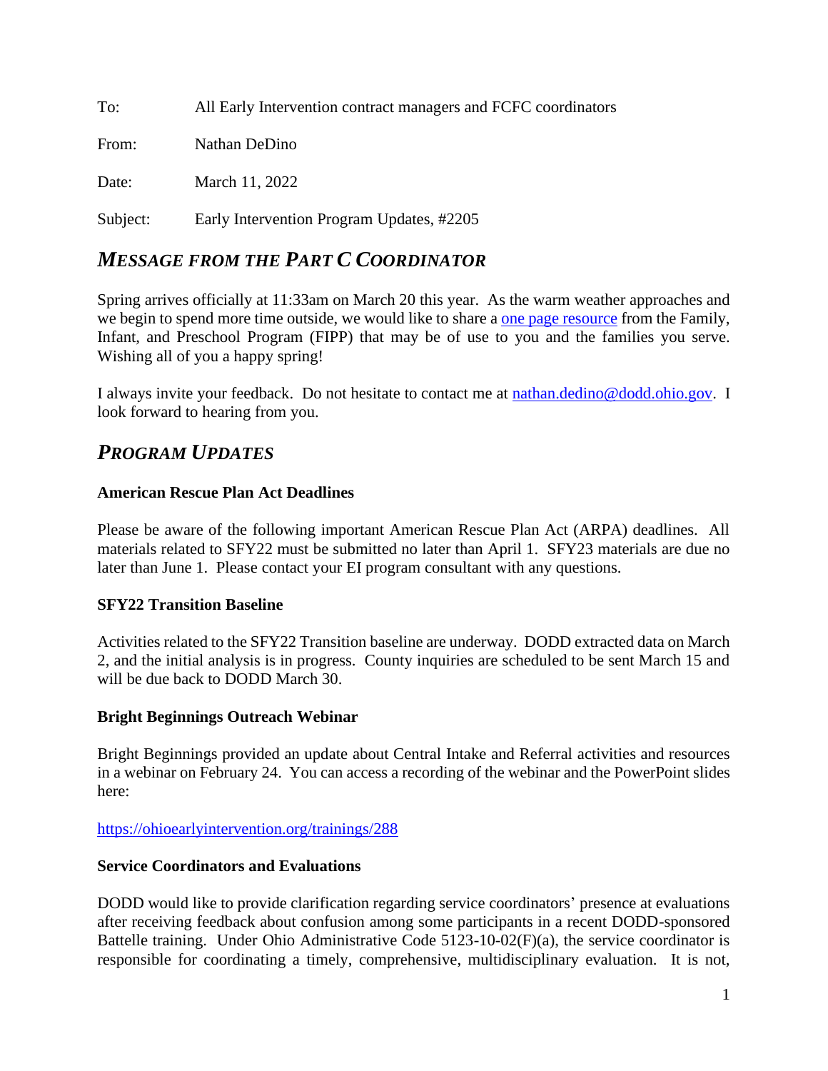To: All Early Intervention contract managers and FCFC coordinators

From: Nathan DeDino

Date: March 11, 2022

Subject: Early Intervention Program Updates, #2205

## *MESSAGE FROM THE PART C COORDINATOR*

Spring arrives officially at 11:33am on March 20 this year. As the warm weather approaches and we begin to spend more time outside, we would like to share a [one page resource]() from the Family, Infant, and Preschool Program (FIPP) that may be of use to you and the families you serve. Wishing all of you a happy spring!

I always invite your feedback. Do not hesitate to contact me at [nathan.dedino@dodd.ohio.gov](mailto:nathan.dedino@dodd.ohio.gov). I look forward to hearing from you.

## *PROGRAM UPDATES*

### American Rescue Plan Act Deadlines

Please be aware of the following important American Rescue Plan Act (ARPA) deadlines. All materials related to SFY22 must be submitted no later than April 1. SFY23 materials are due no later than June 1. Please contact your EI program consultant with any questions.

### SFY22 Transition Baseline

Activities related to the SFY22 Transition baseline are underway. DODD extracted data on March 2, and the initial analysis is in progress. County inquiries are scheduled to be sent March 15 and will be due back to DODD March 30.

### Bright Beginnings Outreach Webinar

Bright Beginnings provided an update about Central Intake and Referral activities and resources in a webinar on February 24. You can access a recording of the webinar and the PowerPoint slides here:

https://ohioearlyintervention.org/trainings/288

### Service Coordinators and Evaluations

DODD would like to provide clarification regarding service coordinators' presence at evaluations after receiving feedback about confusion among some participants in a recent DODD-sponsored Battelle training. Under Ohio Administrative Code 5123-10-02(F)(a), the service coordinator is responsible for coordinating a timely, comprehensive, multidisciplinary evaluation. It is not,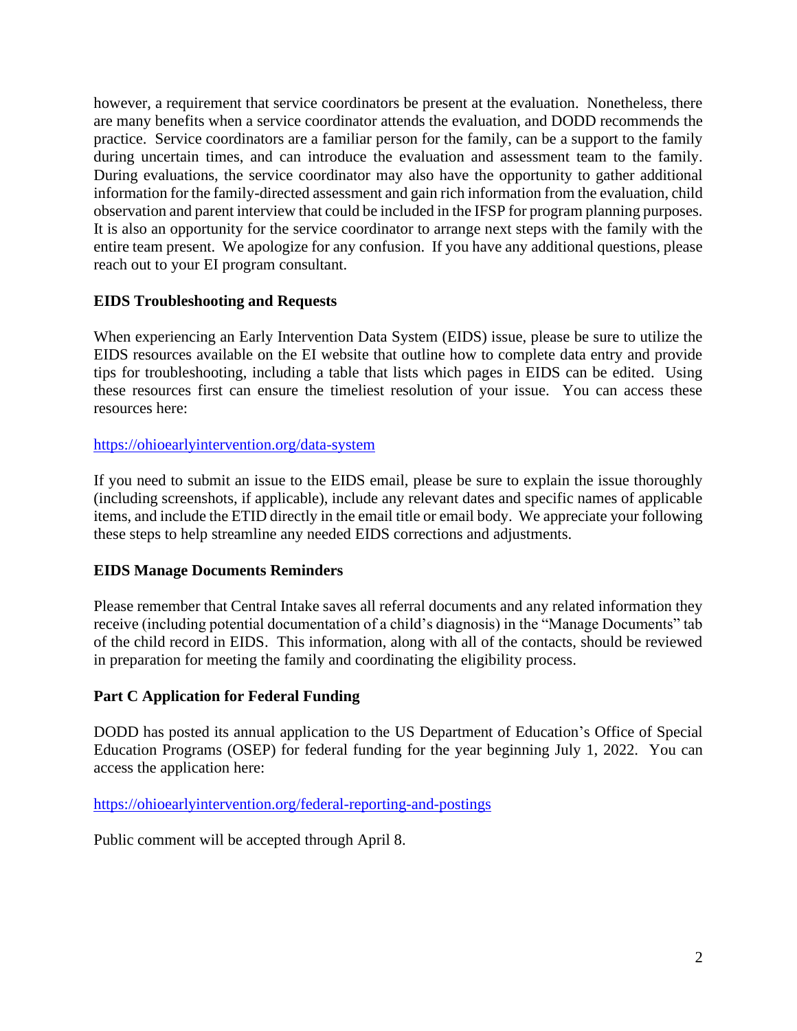however, a requirement that service coordinators be present at the evaluation. Nonetheless, there are many benefits when a service coordinator attends the evaluation, and DODD recommends the practice. Service coordinators are a familiar person for the family, can be a support to the family during uncertain times, and can introduce the evaluation and assessment team to the family. During evaluations, the service coordinator may also have the opportunity to gather additional information for the family-directed assessment and gain rich information from the evaluation, child observation and parent interview that could be included in the IFSP for program planning purposes. It is also an opportunity for the service coordinator to arrange next steps with the family with the entire team present. We apologize for any confusion. If you have any additional questions, please reach out to your EI program consultant.

**EIDS Troubleshooting and Requests**

When experiencing an Early Intervention Data System (EIDS) issue, please be sure to utilize the EIDS resources available on the EI website that outline how to complete data entry and provide tips for troubleshooting, including a table that lists which pages in EIDS can be edited. Using these resources first can ensure the timeliest resolution of your issue. You can access these resources here:

https://ohioearlyintervention.org/data-system

If you need to submit an issue to the EIDS email, please be sure to explain the issue thoroughly (including screenshots, if applicable), include any relevant dates and specific names of applicable items, and include the ETID directly in the email title or email body. We appreciate your following these steps to help streamline any needed EIDS corrections and adjustments.

**EIDS Manage Documents Reminders**

Please remember that Central Intake saves all referral documents and any related information they receive (including potential documentation of a child's diagnosis) in the "Manage Documents" tab of the child record in EIDS. This information, along with all of the contacts, should be reviewed in preparation for meeting the family and coordinating the eligibility process.

**Part C Application for Federal Funding**

DODD has posted its annual application to the US Department of Education's Office of Special Education Programs (OSEP) for federal funding for the year beginning July 1, 2022. You can access the application here:

https://ohioearlyintervention.org/federal-reporting-and-postings

Public comment will be accepted through April 8.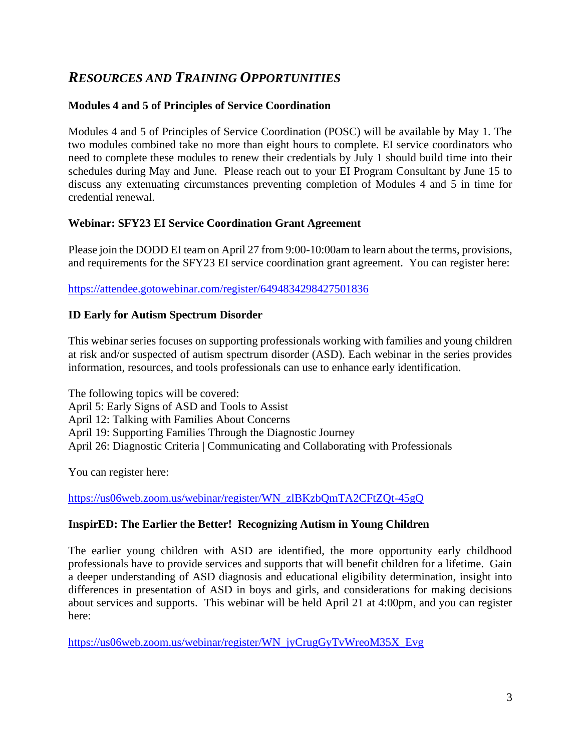## *RESOURCES AND TRAINING OPPORTUNITIES*

**Modules 4 and 5 of Principles of Service Coordination**

Modules 4 and 5 of Principles of Service Coordination (POSC) will be available by May 1. The two modules combined take no more than eight hours to complete. EI service coordinators who need to complete these modules to renew their credentials by July 1 should build time into their schedules during May and June. Please reach out to your EI Program Consultant by June 15 to discuss any extenuating circumstances preventing completion of Modules 4 and 5 in time for credential renewal.

**Webinar: SFY23 EI Service Coordination Grant Agreement**

Please join the DODD EI team on April 27 from 9:00-10:00am to learn about the terms, provisions, and requirements for the SFY23 EI service coordination grant agreement. You can register here:

https://attendee.gotowebinar.com/register/6494834298427501836

**ID Early for Autism Spectrum Disorder**

This webinar series focuses on supporting professionals working with families and young children at risk and/or suspected of autism spectrum disorder (ASD). Each webinar in the series provides information, resources, and tools professionals can use to enhance early identification.

The following topics will be covered:
April 5: Early Signs of ASD and Tools to Assist
April 12: Talking with Families About Concerns
April 19: Supporting Families Through the Diagnostic Journey
April 26: Diagnostic Criteria | Communicating and Collaborating with Professionals

You can register here:

https://us06web.zoom.us/webinar/register/WN_zlBKzbQmTA2CFtZQt-45gQ

**InspirED: The Earlier the Better! Recognizing Autism in Young Children**

The earlier young children with ASD are identified, the more opportunity early childhood professionals have to provide services and supports that will benefit children for a lifetime. Gain a deeper understanding of ASD diagnosis and educational eligibility determination, insight into differences in presentation of ASD in boys and girls, and considerations for making decisions about services and supports. This webinar will be held April 21 at 4:00pm, and you can register here:

https://us06web.zoom.us/webinar/register/WN_jyCrugGyTvWreoM35X_Evg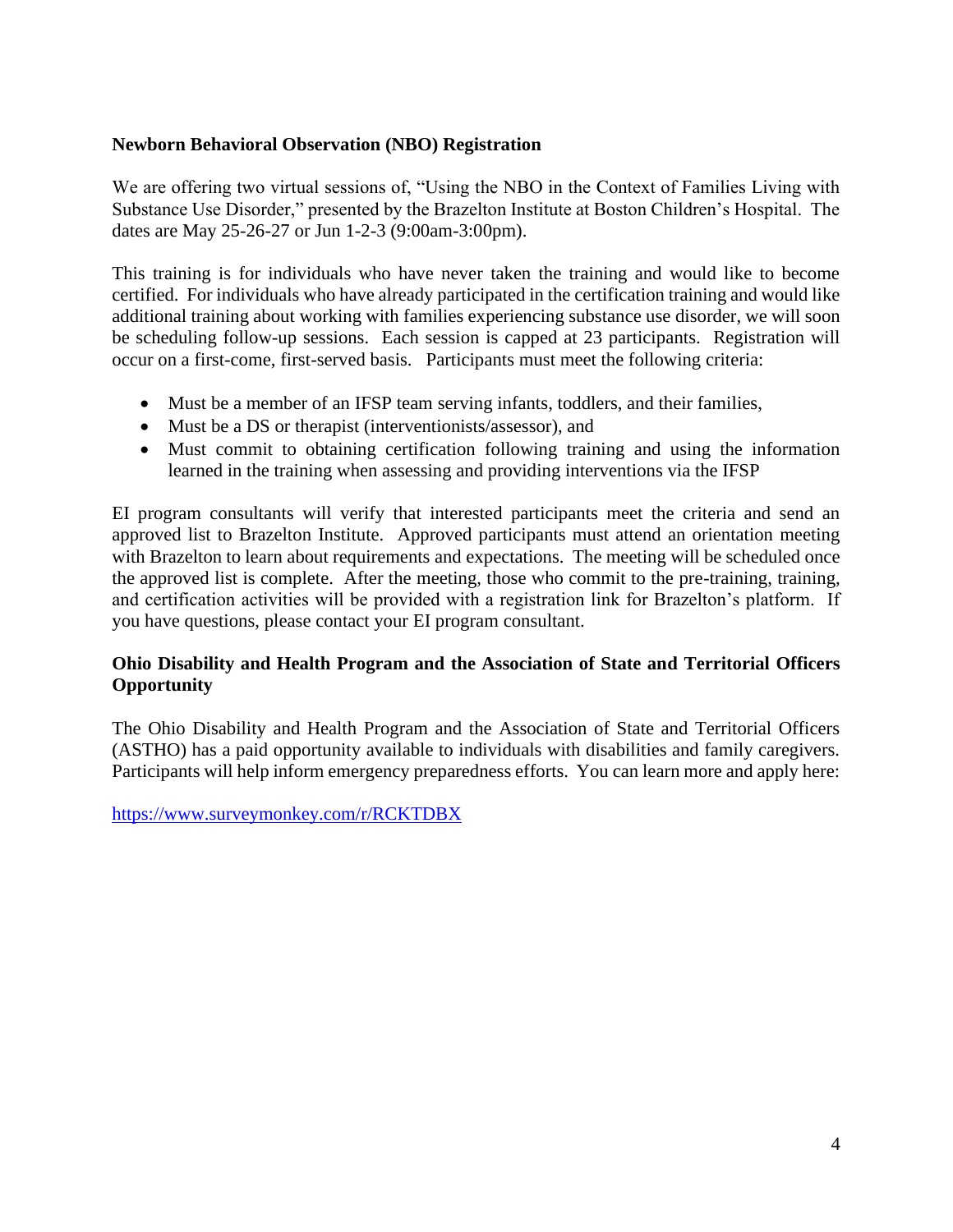**Newborn Behavioral Observation (NBO) Registration**

We are offering two virtual sessions of, "Using the NBO in the Context of Families Living with Substance Use Disorder," presented by the Brazelton Institute at Boston Children's Hospital. The dates are May 25-26-27 or Jun 1-2-3 (9:00am-3:00pm).

This training is for individuals who have never taken the training and would like to become certified. For individuals who have already participated in the certification training and would like additional training about working with families experiencing substance use disorder, we will soon be scheduling follow-up sessions. Each session is capped at 23 participants. Registration will occur on a first-come, first-served basis. Participants must meet the following criteria:

- Must be a member of an IFSP team serving infants, toddlers, and their families,
- Must be a DS or therapist (interventionists/assessor), and
- Must commit to obtaining certification following training and using the information learned in the training when assessing and providing interventions via the IFSP

EI program consultants will verify that interested participants meet the criteria and send an approved list to Brazelton Institute. Approved participants must attend an orientation meeting with Brazelton to learn about requirements and expectations. The meeting will be scheduled once the approved list is complete. After the meeting, those who commit to the pre-training, training, and certification activities will be provided with a registration link for Brazelton's platform. If you have questions, please contact your EI program consultant.

**Ohio Disability and Health Program and the Association of State and Territorial Officers Opportunity**

The Ohio Disability and Health Program and the Association of State and Territorial Officers (ASTHO) has a paid opportunity available to individuals with disabilities and family caregivers. Participants will help inform emergency preparedness efforts. You can learn more and apply here:

https://www.surveymonkey.com/r/RCKTDBX